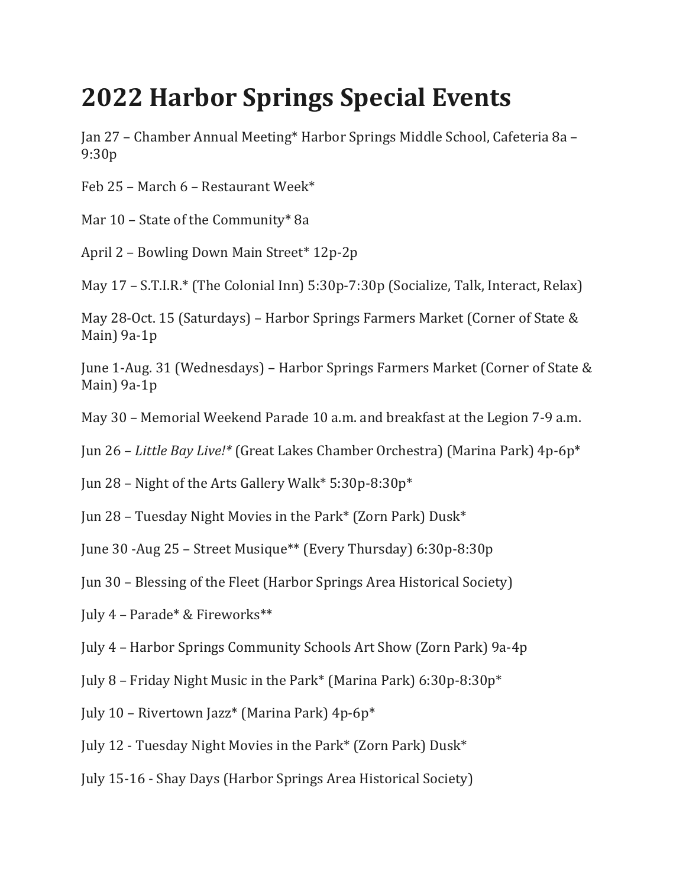# 2022 Harbor Springs Special Events

Jan 27 – Chamber Annual Meeting* Harbor Springs Middle School, Cafeteria 8a – 9:30p

Feb 25 – March 6 – Restaurant Week*

Mar 10 – State of the Community* 8a

April 2 – Bowling Down Main Street* 12p-2p

May 17 – S.T.I.R.* (The Colonial Inn) 5:30p-7:30p (Socialize, Talk, Interact, Relax)

May 28-Oct. 15 (Saturdays) – Harbor Springs Farmers Market (Corner of State & Main) 9a-1p

June 1-Aug. 31 (Wednesdays) – Harbor Springs Farmers Market (Corner of State & Main) 9a-1p

May 30 – Memorial Weekend Parade 10 a.m. and breakfast at the Legion 7-9 a.m.

Jun 26 – *Little Bay Live!** (Great Lakes Chamber Orchestra) (Marina Park) 4p-6p*

Jun 28 – Night of the Arts Gallery Walk* 5:30p-8:30p*

Jun 28 – Tuesday Night Movies in the Park* (Zorn Park) Dusk*

June 30 -Aug 25 – Street Musique** (Every Thursday) 6:30p-8:30p

Jun 30 – Blessing of the Fleet (Harbor Springs Area Historical Society)

July 4 – Parade* & Fireworks**

July 4 – Harbor Springs Community Schools Art Show (Zorn Park) 9a-4p

July 8 – Friday Night Music in the Park* (Marina Park) 6:30p-8:30p*

July 10 – Rivertown Jazz* (Marina Park) 4p-6p*

July 12 - Tuesday Night Movies in the Park* (Zorn Park) Dusk*

July 15-16 - Shay Days (Harbor Springs Area Historical Society)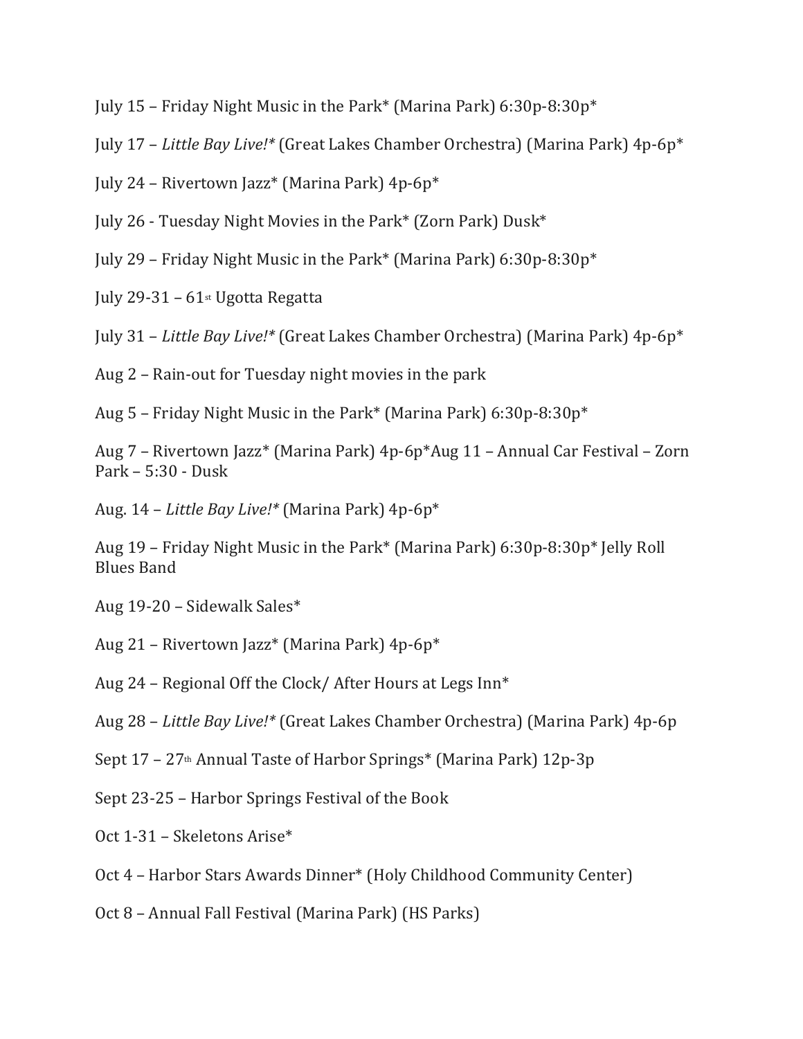July 15 – Friday Night Music in the Park* (Marina Park) 6:30p-8:30p*

July 17 – *Little Bay Live!** (Great Lakes Chamber Orchestra) (Marina Park) 4p-6p*

July 24 – Rivertown Jazz* (Marina Park) 4p-6p*

July 26 - Tuesday Night Movies in the Park* (Zorn Park) Dusk*

July 29 – Friday Night Music in the Park* (Marina Park) 6:30p-8:30p*

July 29-31 – 61st Ugotta Regatta

July 31 – *Little Bay Live!** (Great Lakes Chamber Orchestra) (Marina Park) 4p-6p*

Aug 2 – Rain-out for Tuesday night movies in the park

Aug 5 – Friday Night Music in the Park* (Marina Park) 6:30p-8:30p*

Aug 7 – Rivertown Jazz* (Marina Park) 4p-6p*Aug 11 – Annual Car Festival – Zorn Park – 5:30 - Dusk

Aug. 14 – *Little Bay Live!** (Marina Park) 4p-6p*

Aug 19 – Friday Night Music in the Park* (Marina Park) 6:30p-8:30p* Jelly Roll Blues Band

Aug 19-20 – Sidewalk Sales*

Aug 21 – Rivertown Jazz* (Marina Park) 4p-6p*

Aug 24 – Regional Off the Clock/ After Hours at Legs Inn*

Aug 28 – *Little Bay Live!** (Great Lakes Chamber Orchestra) (Marina Park) 4p-6p

Sept 17 – 27th Annual Taste of Harbor Springs* (Marina Park) 12p-3p

Sept 23-25 – Harbor Springs Festival of the Book

Oct 1-31 – Skeletons Arise*

Oct 4 – Harbor Stars Awards Dinner* (Holy Childhood Community Center)

Oct 8 – Annual Fall Festival (Marina Park) (HS Parks)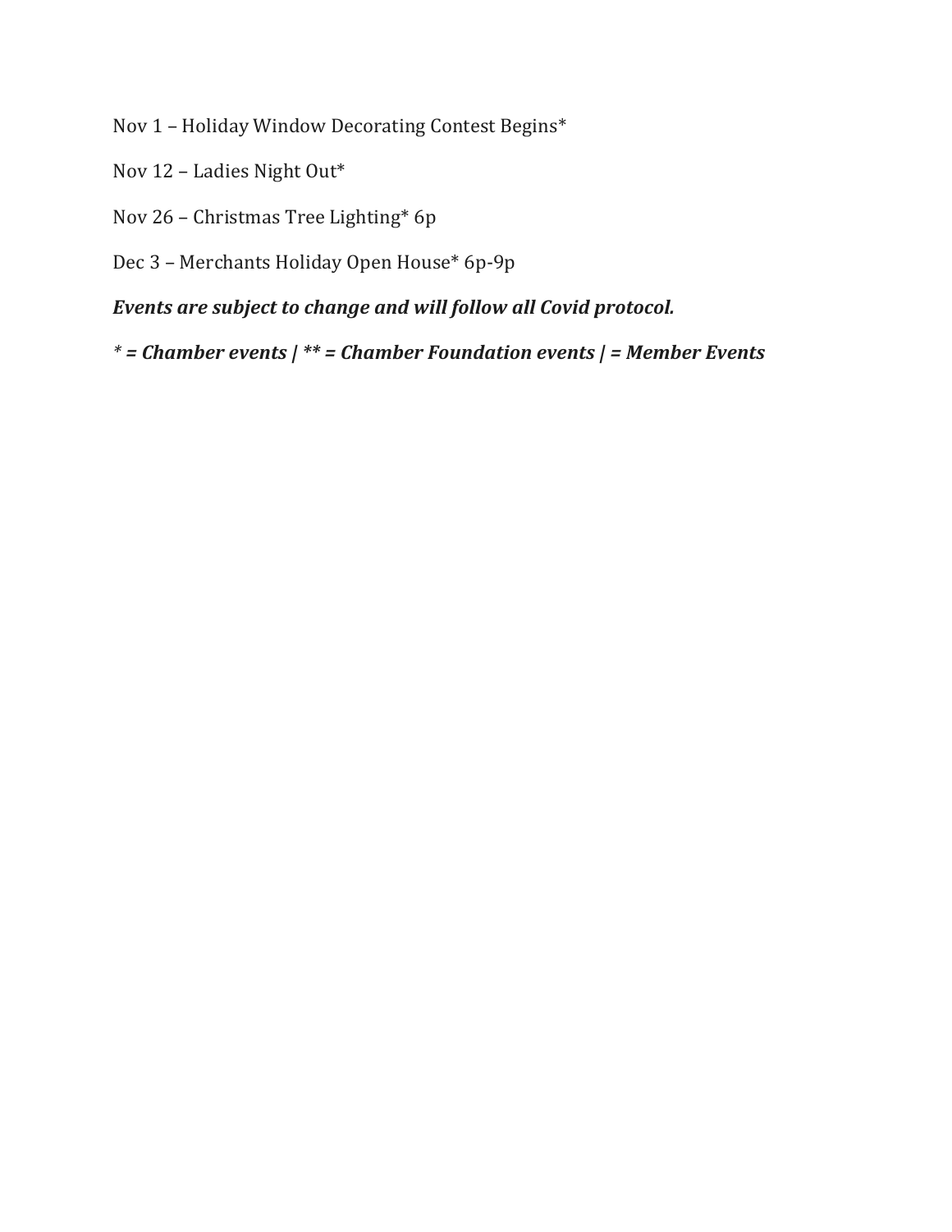Nov 1 – Holiday Window Decorating Contest Begins*

Nov 12 – Ladies Night Out*

Nov 26 – Christmas Tree Lighting* 6p

Dec 3 – Merchants Holiday Open House* 6p-9p

***Events are subject to change and will follow all Covid protocol.***

***\* = Chamber events | \*\* = Chamber Foundation events | = Member Events***